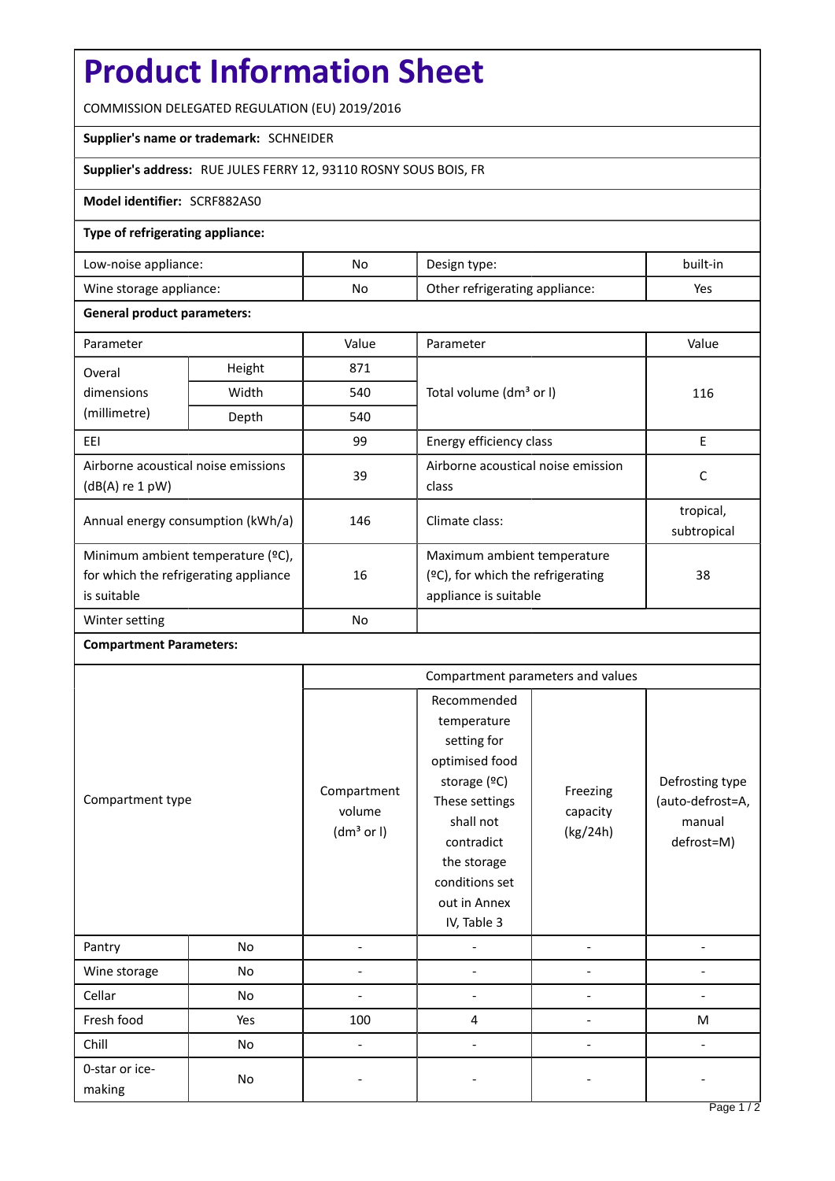# Product Information Sheet

COMMISSION DELEGATED REGULATION (EU) 2019/2016

**Supplier's name or trademark:** SCHNEIDER

**Supplier's address:** RUE JULES FERRY 12, 93110 ROSNY SOUS BOIS, FR

**Model identifier:** SCRF882AS0

**Type of refrigerating appliance:**

| | | | |
|---|---|---|---|
| Low-noise appliance: | No | Design type: | built-in |
| Wine storage appliance: | No | Other refrigerating appliance: | Yes |

**General product parameters:**

| Parameter | | Value | Parameter | Value |
|---|---|---|---|---|
| Overal dimensions (millimetre) | Height | 871 | Total volume ($dm^3$ or l) | 116 |
| | Width | 540 | | |
| | Depth | 540 | | |
| EEI | | 99 | Energy efficiency class | E |
| Airborne acoustical noise emissions (dB(A) re 1 pW) | | 39 | Airborne acoustical noise emission class | C |
| Annual energy consumption (kWh/a) | | 146 | Climate class: | tropical, subtropical |
| Minimum ambient temperature (ºC), for which the refrigerating appliance is suitable | | 16 | Maximum ambient temperature (ºC), for which the refrigerating appliance is suitable | 38 |
| Winter setting | | No | | |

**Compartment Parameters:**

| Compartment type | | Compartment parameters and values | | | |
|---|---|---|---|---|---|
| | | Compartment volume ($dm^3$ or l) | Recommended temperature setting for optimised food storage (ºC) These settings shall not contradict the storage conditions set out in Annex IV, Table 3 | Freezing capacity (kg/24h) | Defrosting type (auto-defrost=A, manual defrost=M) |
| Pantry | No | - | - | - | - |
| Wine storage | No | - | - | - | - |
| Cellar | No | - | - | - | - |
| Fresh food | Yes | 100 | 4 | - | M |
| Chill | No | - | - | - | - |
| 0-star or ice-making | No | - | - | - | - |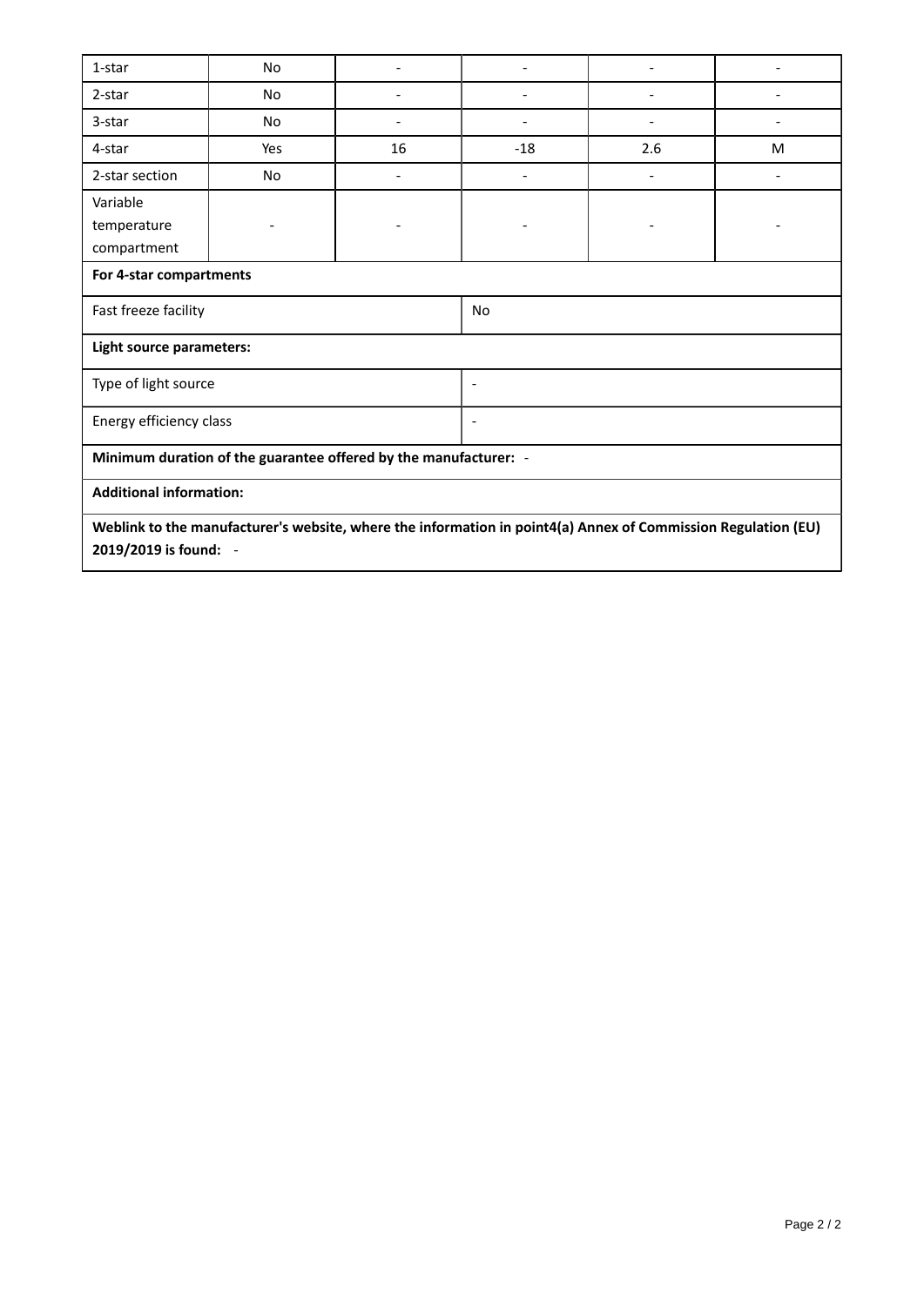| | | | | | |
|---|---|---|---|---|---|
| 1-star | No | - | - | - | - |
| 2-star | No | - | - | - | - |
| 3-star | No | - | - | - | - |
| 4-star | Yes | 16 | -18 | 2.6 | M |
| 2-star section | No | - | - | - | - |
| Variable temperature compartment | - | - | - | - | - |

| | |
|---|---|
| **For 4-star compartments** | |
| Fast freeze facility | No |
| **Light source parameters:** | |
| Type of light source | - |
| Energy efficiency class | - |

**Minimum duration of the guarantee offered by the manufacturer:** -

**Additional information:**

**Weblink to the manufacturer's website, where the information in point4(a) Annex of Commission Regulation (EU) 2019/2019 is found:** -